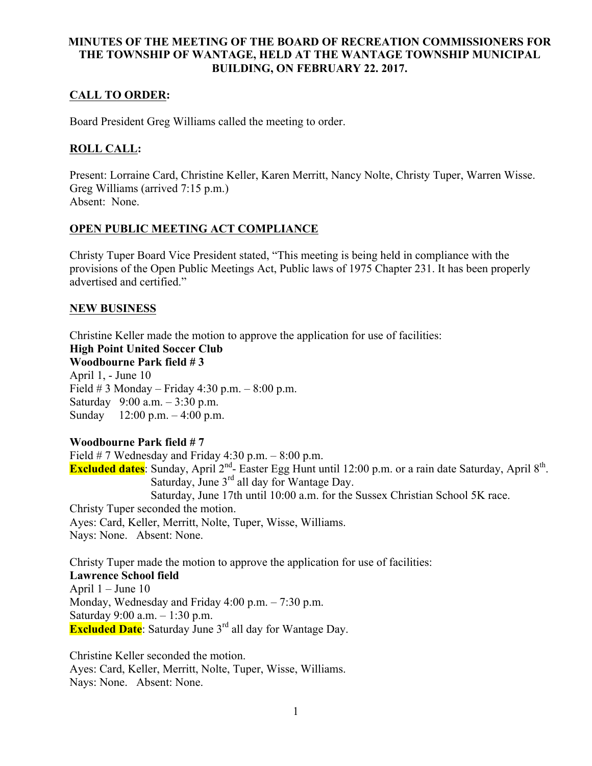# MINUTES OF THE MEETING OF THE BOARD OF RECREATION COMMISSIONERS FOR THE TOWNSHIP OF WANTAGE, HELD AT THE WANTAGE TOWNSHIP MUNICIPAL BUILDING, ON FEBRUARY 22. 2017.

## CALL TO ORDER:

Board President Greg Williams called the meeting to order.

## ROLL CALL:

Present: Lorraine Card, Christine Keller, Karen Merritt, Nancy Nolte, Christy Tuper, Warren Wisse. Greg Williams (arrived 7:15 p.m.)
Absent: None.

## OPEN PUBLIC MEETING ACT COMPLIANCE

Christy Tuper Board Vice President stated, "This meeting is being held in compliance with the provisions of the Open Public Meetings Act, Public laws of 1975 Chapter 231. It has been properly advertised and certified."

## NEW BUSINESS

Christine Keller made the motion to approve the application for use of facilities:
**High Point United Soccer Club**
**Woodbourne Park field # 3**
April 1, - June 10
Field # 3 Monday – Friday 4:30 p.m. – 8:00 p.m.
Saturday 9:00 a.m. – 3:30 p.m.
Sunday 12:00 p.m. – 4:00 p.m.

**Woodbourne Park field # 7**
Field # 7 Wednesday and Friday 4:30 p.m. – 8:00 p.m.
**Excluded dates**: Sunday, April 2nd- Easter Egg Hunt until 12:00 p.m. or a rain date Saturday, April 8th.
Saturday, June 3rd all day for Wantage Day.
Saturday, June 17th until 10:00 a.m. for the Sussex Christian School 5K race.
Christy Tuper seconded the motion.
Ayes: Card, Keller, Merritt, Nolte, Tuper, Wisse, Williams.
Nays: None. Absent: None.

Christy Tuper made the motion to approve the application for use of facilities:
**Lawrence School field**
April 1 – June 10
Monday, Wednesday and Friday 4:00 p.m. – 7:30 p.m.
Saturday 9:00 a.m. – 1:30 p.m.
**Excluded Date**: Saturday June 3rd all day for Wantage Day.

Christine Keller seconded the motion.
Ayes: Card, Keller, Merritt, Nolte, Tuper, Wisse, Williams.
Nays: None. Absent: None.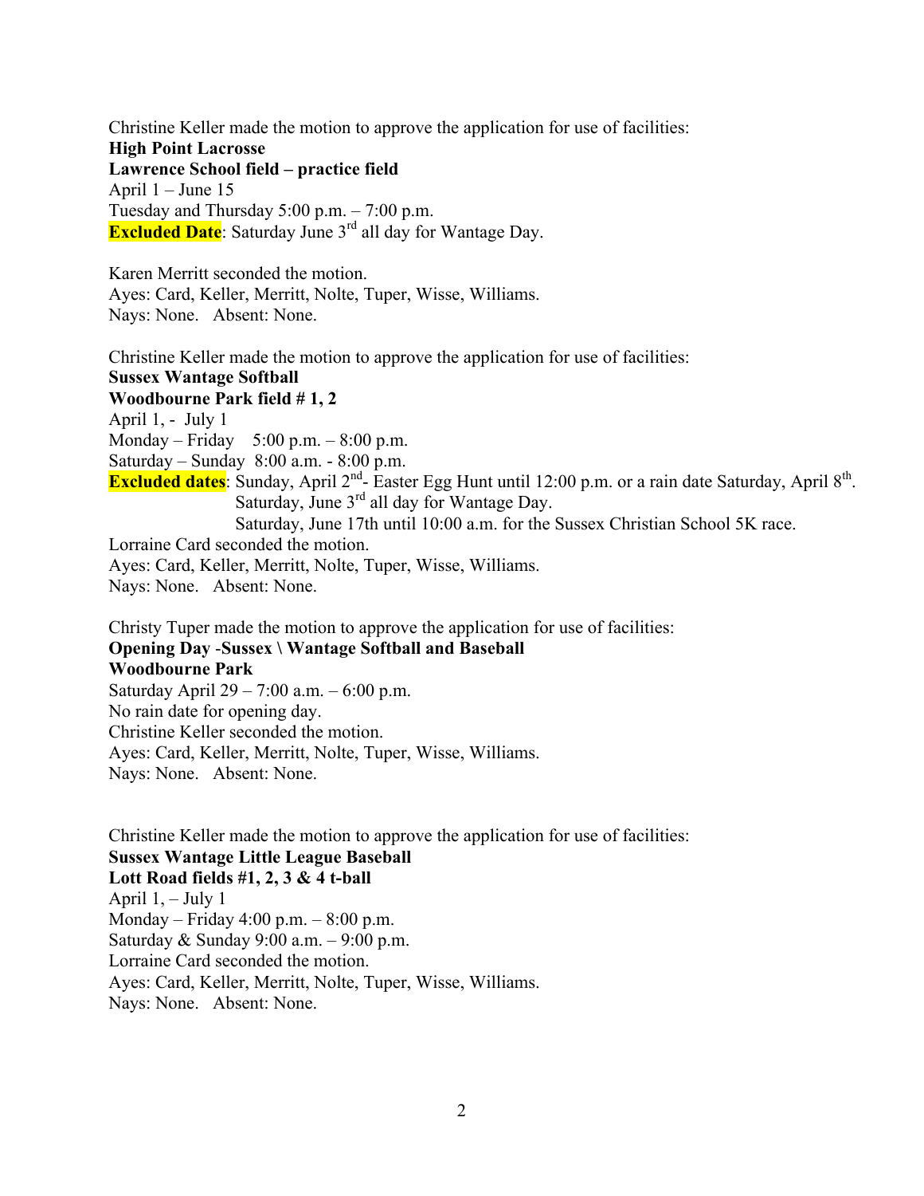Christine Keller made the motion to approve the application for use of facilities:
**High Point Lacrosse**
**Lawrence School field – practice field**
April 1 – June 15
Tuesday and Thursday 5:00 p.m. – 7:00 p.m.
**Excluded Date**: Saturday June 3rd all day for Wantage Day.

Karen Merritt seconded the motion.
Ayes: Card, Keller, Merritt, Nolte, Tuper, Wisse, Williams.
Nays: None. Absent: None.

Christine Keller made the motion to approve the application for use of facilities:
**Sussex Wantage Softball**
**Woodbourne Park field # 1, 2**
April 1, - July 1
Monday – Friday 5:00 p.m. – 8:00 p.m.
Saturday – Sunday 8:00 a.m. - 8:00 p.m.
**Excluded dates**: Sunday, April 2nd- Easter Egg Hunt until 12:00 p.m. or a rain date Saturday, April 8th.
Saturday, June 3rd all day for Wantage Day.
Saturday, June 17th until 10:00 a.m. for the Sussex Christian School 5K race.
Lorraine Card seconded the motion.
Ayes: Card, Keller, Merritt, Nolte, Tuper, Wisse, Williams.
Nays: None. Absent: None.

Christy Tuper made the motion to approve the application for use of facilities:
**Opening Day -Sussex \ Wantage Softball and Baseball**
**Woodbourne Park**
Saturday April 29 – 7:00 a.m. – 6:00 p.m.
No rain date for opening day.
Christine Keller seconded the motion.
Ayes: Card, Keller, Merritt, Nolte, Tuper, Wisse, Williams.
Nays: None. Absent: None.

Christine Keller made the motion to approve the application for use of facilities:
**Sussex Wantage Little League Baseball**
**Lott Road fields #1, 2, 3 & 4 t-ball**
April 1, – July 1
Monday – Friday 4:00 p.m. – 8:00 p.m.
Saturday & Sunday 9:00 a.m. – 9:00 p.m.
Lorraine Card seconded the motion.
Ayes: Card, Keller, Merritt, Nolte, Tuper, Wisse, Williams.
Nays: None. Absent: None.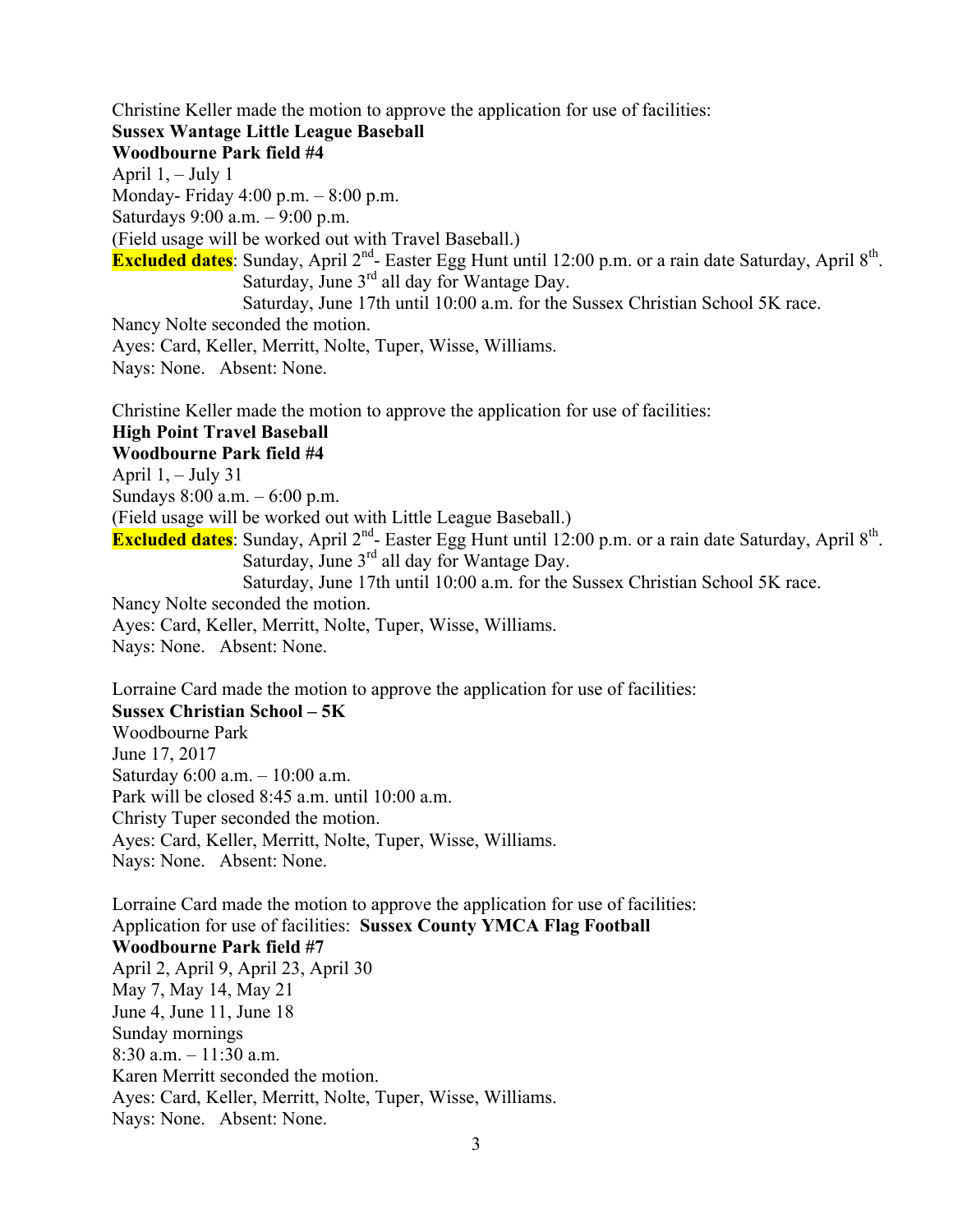Christine Keller made the motion to approve the application for use of facilities:
**Sussex Wantage Little League Baseball**
**Woodbourne Park field #4**
April 1, – July 1
Monday- Friday 4:00 p.m. – 8:00 p.m.
Saturdays 9:00 a.m. – 9:00 p.m.
(Field usage will be worked out with Travel Baseball.)
**Excluded dates**: Sunday, April 2nd- Easter Egg Hunt until 12:00 p.m. or a rain date Saturday, April 8th.
Saturday, June 3rd all day for Wantage Day.
Saturday, June 17th until 10:00 a.m. for the Sussex Christian School 5K race.
Nancy Nolte seconded the motion.
Ayes: Card, Keller, Merritt, Nolte, Tuper, Wisse, Williams.
Nays: None. Absent: None.

Christine Keller made the motion to approve the application for use of facilities:
**High Point Travel Baseball**
**Woodbourne Park field #4**
April 1, – July 31
Sundays 8:00 a.m. – 6:00 p.m.
(Field usage will be worked out with Little League Baseball.)
**Excluded dates**: Sunday, April 2nd- Easter Egg Hunt until 12:00 p.m. or a rain date Saturday, April 8th.
Saturday, June 3rd all day for Wantage Day.
Saturday, June 17th until 10:00 a.m. for the Sussex Christian School 5K race.
Nancy Nolte seconded the motion.
Ayes: Card, Keller, Merritt, Nolte, Tuper, Wisse, Williams.
Nays: None. Absent: None.

Lorraine Card made the motion to approve the application for use of facilities:
**Sussex Christian School – 5K**
Woodbourne Park
June 17, 2017
Saturday 6:00 a.m. – 10:00 a.m.
Park will be closed 8:45 a.m. until 10:00 a.m.
Christy Tuper seconded the motion.
Ayes: Card, Keller, Merritt, Nolte, Tuper, Wisse, Williams.
Nays: None. Absent: None.

Lorraine Card made the motion to approve the application for use of facilities:
Application for use of facilities: **Sussex County YMCA Flag Football**
**Woodbourne Park field #7**
April 2, April 9, April 23, April 30
May 7, May 14, May 21
June 4, June 11, June 18
Sunday mornings
8:30 a.m. – 11:30 a.m.
Karen Merritt seconded the motion.
Ayes: Card, Keller, Merritt, Nolte, Tuper, Wisse, Williams.
Nays: None. Absent: None.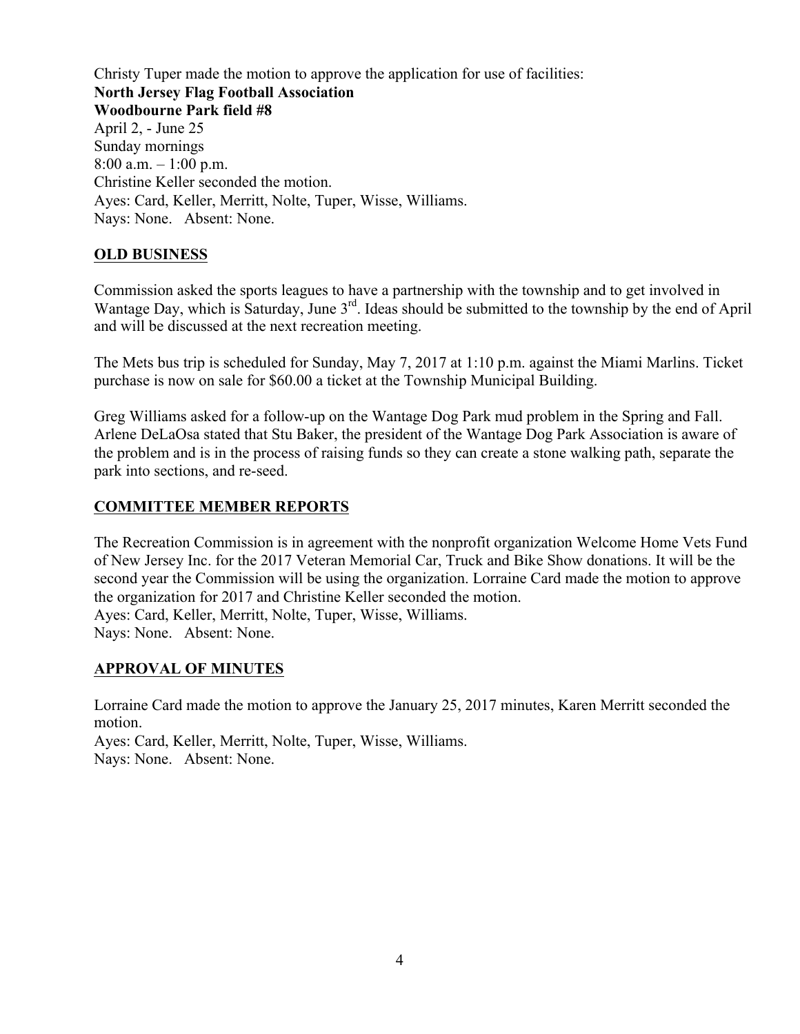Christy Tuper made the motion to approve the application for use of facilities:
**North Jersey Flag Football Association**
**Woodbourne Park field #8**
April 2, - June 25
Sunday mornings
8:00 a.m. – 1:00 p.m.
Christine Keller seconded the motion.
Ayes: Card, Keller, Merritt, Nolte, Tuper, Wisse, Williams.
Nays: None. Absent: None.

## OLD BUSINESS

Commission asked the sports leagues to have a partnership with the township and to get involved in Wantage Day, which is Saturday, June 3rd. Ideas should be submitted to the township by the end of April and will be discussed at the next recreation meeting.

The Mets bus trip is scheduled for Sunday, May 7, 2017 at 1:10 p.m. against the Miami Marlins. Ticket purchase is now on sale for $60.00 a ticket at the Township Municipal Building.

Greg Williams asked for a follow-up on the Wantage Dog Park mud problem in the Spring and Fall. Arlene DeLaOsa stated that Stu Baker, the president of the Wantage Dog Park Association is aware of the problem and is in the process of raising funds so they can create a stone walking path, separate the park into sections, and re-seed.

## COMMITTEE MEMBER REPORTS

The Recreation Commission is in agreement with the nonprofit organization Welcome Home Vets Fund of New Jersey Inc. for the 2017 Veteran Memorial Car, Truck and Bike Show donations. It will be the second year the Commission will be using the organization. Lorraine Card made the motion to approve the organization for 2017 and Christine Keller seconded the motion.
Ayes: Card, Keller, Merritt, Nolte, Tuper, Wisse, Williams.
Nays: None. Absent: None.

## APPROVAL OF MINUTES

Lorraine Card made the motion to approve the January 25, 2017 minutes, Karen Merritt seconded the motion.
Ayes: Card, Keller, Merritt, Nolte, Tuper, Wisse, Williams.
Nays: None. Absent: None.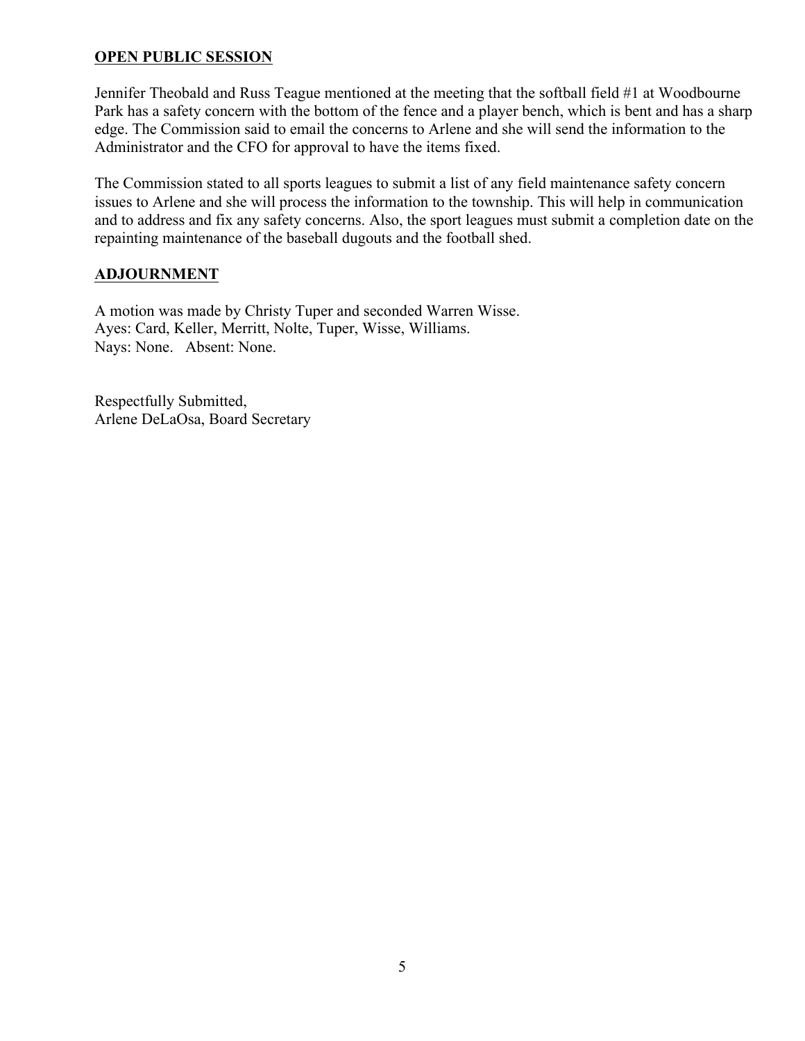## OPEN PUBLIC SESSION

Jennifer Theobald and Russ Teague mentioned at the meeting that the softball field #1 at Woodbourne Park has a safety concern with the bottom of the fence and a player bench, which is bent and has a sharp edge. The Commission said to email the concerns to Arlene and she will send the information to the Administrator and the CFO for approval to have the items fixed.

The Commission stated to all sports leagues to submit a list of any field maintenance safety concern issues to Arlene and she will process the information to the township. This will help in communication and to address and fix any safety concerns. Also, the sport leagues must submit a completion date on the repainting maintenance of the baseball dugouts and the football shed.

## ADJOURNMENT

A motion was made by Christy Tuper and seconded Warren Wisse.
Ayes: Card, Keller, Merritt, Nolte, Tuper, Wisse, Williams.
Nays: None. Absent: None.

Respectfully Submitted,
Arlene DeLaOsa, Board Secretary